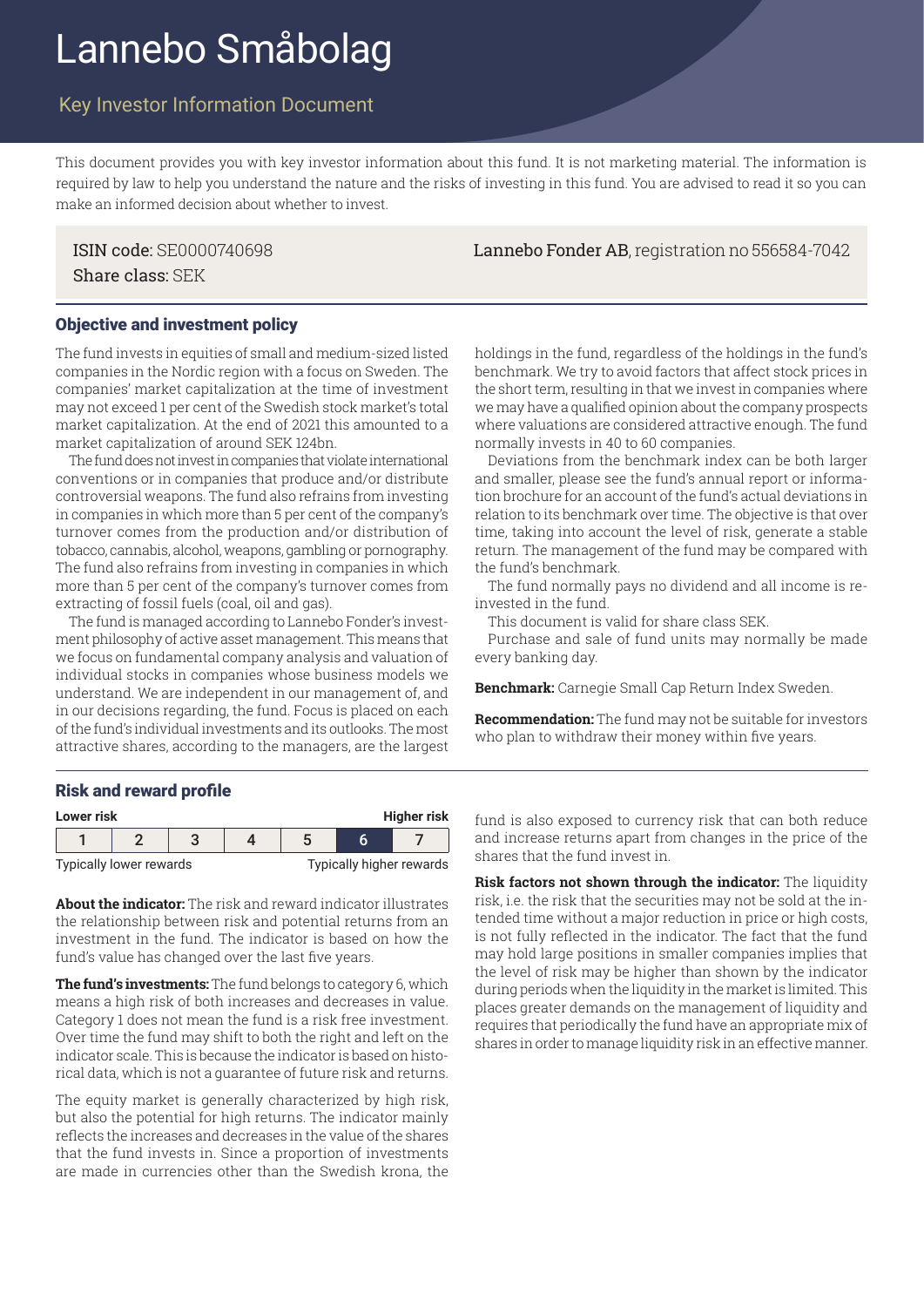# Lannebo Småbolag

## Key Investor Information Document

This document provides you with key investor information about this fund. It is not marketing material. The information is required by law to help you understand the nature and the risks of investing in this fund. You are advised to read it so you can make an informed decision about whether to invest.

**ISIN code:** SE0000740698
**Share class:** SEK

**Lannebo Fonder AB**, registration no 556584-7042

### Objective and investment policy

The fund invests in equities of small and medium-sized listed companies in the Nordic region with a focus on Sweden. The companies' market capitalization at the time of investment may not exceed 1 per cent of the Swedish stock market's total market capitalization. At the end of 2021 this amounted to a market capitalization of around SEK 124bn.

The fund does not invest in companies that violate international conventions or in companies that produce and/or distribute controversial weapons. The fund also refrains from investing in companies in which more than 5 per cent of the company's turnover comes from the production and/or distribution of tobacco, cannabis, alcohol, weapons, gambling or pornography. The fund also refrains from investing in companies in which more than 5 per cent of the company's turnover comes from extracting of fossil fuels (coal, oil and gas).

The fund is managed according to Lannebo Fonder's investment philosophy of active asset management. This means that we focus on fundamental company analysis and valuation of individual stocks in companies whose business models we understand. We are independent in our management of, and in our decisions regarding, the fund. Focus is placed on each of the fund's individual investments and its outlooks. The most attractive shares, according to the managers, are the largest holdings in the fund, regardless of the holdings in the fund's benchmark. We try to avoid factors that affect stock prices in the short term, resulting in that we invest in companies where we may have a qualified opinion about the company prospects where valuations are considered attractive enough. The fund normally invests in 40 to 60 companies.

Deviations from the benchmark index can be both larger and smaller, please see the fund's annual report or information brochure for an account of the fund's actual deviations in relation to its benchmark over time. The objective is that over time, taking into account the level of risk, generate a stable return. The management of the fund may be compared with the fund's benchmark.

The fund normally pays no dividend and all income is reinvested in the fund.

This document is valid for share class SEK.

Purchase and sale of fund units may normally be made every banking day.

**Benchmark:** Carnegie Small Cap Return Index Sweden.

**Recommendation:** The fund may not be suitable for investors who plan to withdraw their money within five years.

### Risk and reward profile

| Lower risk | | | | | | Higher risk |
|---|---|---|---|---|---|---|
| 1 | 2 | 3 | 4 | 5 | **6** | 7 |
| Typically lower rewards | | | | | | Typically higher rewards |

**About the indicator:** The risk and reward indicator illustrates the relationship between risk and potential returns from an investment in the fund. The indicator is based on how the fund's value has changed over the last five years.

**The fund's investments:** The fund belongs to category 6, which means a high risk of both increases and decreases in value. Category 1 does not mean the fund is a risk free investment. Over time the fund may shift to both the right and left on the indicator scale. This is because the indicator is based on historical data, which is not a guarantee of future risk and returns.

The equity market is generally characterized by high risk, but also the potential for high returns. The indicator mainly reflects the increases and decreases in the value of the shares that the fund invests in. Since a proportion of investments are made in currencies other than the Swedish krona, the fund is also exposed to currency risk that can both reduce and increase returns apart from changes in the price of the shares that the fund invest in.

**Risk factors not shown through the indicator:** The liquidity risk, i.e. the risk that the securities may not be sold at the intended time without a major reduction in price or high costs, is not fully reflected in the indicator. The fact that the fund may hold large positions in smaller companies implies that the level of risk may be higher than shown by the indicator during periods when the liquidity in the market is limited. This places greater demands on the management of liquidity and requires that periodically the fund have an appropriate mix of shares in order to manage liquidity risk in an effective manner.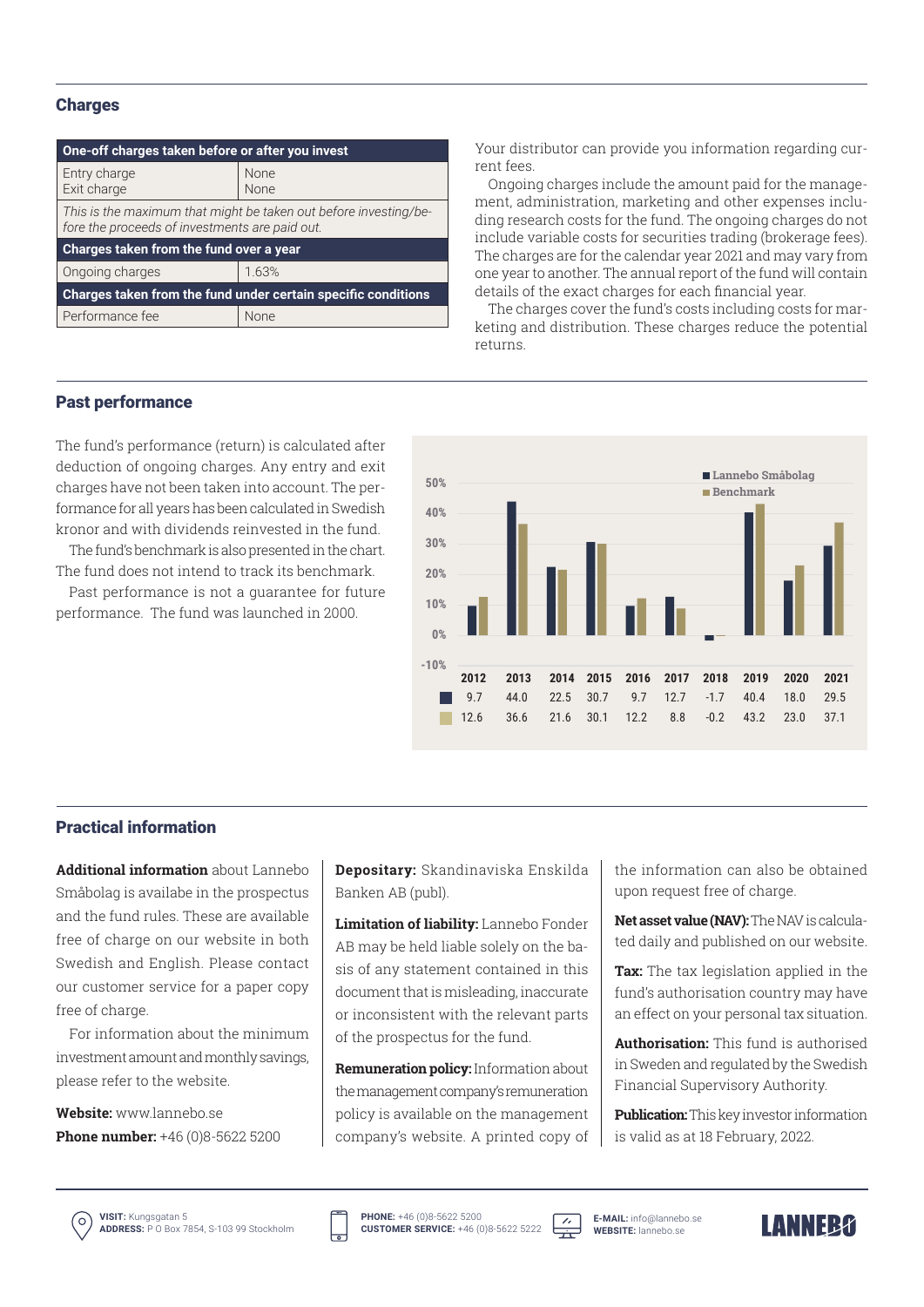## Charges

| One-off charges taken before or after you invest | |
|---|---|
| Entry charge<br>Exit charge | None<br>None |
| *This is the maximum that might be taken out before investing/before the proceeds of investments are paid out.* | |
| **Charges taken from the fund over a year** | |
| Ongoing charges | 1.63% |
| **Charges taken from the fund under certain specific conditions** | |
| Performance fee | None |

Your distributor can provide you information regarding current fees.

Ongoing charges include the amount paid for the management, administration, marketing and other expenses including research costs for the fund. The ongoing charges do not include variable costs for securities trading (brokerage fees). The charges are for the calendar year 2021 and may vary from one year to another. The annual report of the fund will contain details of the exact charges for each financial year.

The charges cover the fund's costs including costs for marketing and distribution. These charges reduce the potential returns.

## Past performance

The fund's performance (return) is calculated after deduction of ongoing charges. Any entry and exit charges have not been taken into account. The performance for all years has been calculated in Swedish kronor and with dividends reinvested in the fund.

The fund's benchmark is also presented in the chart. The fund does not intend to track its benchmark.

Past performance is not a guarantee for future performance. The fund was launched in 2000.

Lannebo Småbolag
Benchmark

50%
40%
30%
20%
10%
0%
-10%

2012 2013 2014 2015 2016 2017 2018 2019 2020 2021
9.7 44.0 22.5 30.7 9.7 12.7 -1.7 40.4 18.0 29.5
12.6 36.6 21.6 30.1 12.2 8.8 -0.2 43.2 23.0 37.1

## Practical information

**Additional information** about Lannebo Småbolag is availabe in the prospectus and the fund rules. These are available free of charge on our website in both Swedish and English. Please contact our customer service for a paper copy free of charge.

For information about the minimum investment amount and monthly savings, please refer to the website.

**Website:** www.lannebo.se
**Phone number:** +46 (0)8-5622 5200

**Depositary:** Skandinaviska Enskilda Banken AB (publ).

**Limitation of liability:** Lannebo Fonder AB may be held liable solely on the basis of any statement contained in this document that is misleading, inaccurate or inconsistent with the relevant parts of the prospectus for the fund.

**Remuneration policy:** Information about the management company's remuneration policy is available on the management company's website. A printed copy of the information can also be obtained upon request free of charge.

**Net asset value (NAV):** The NAV is calculated daily and published on our website.

**Tax:** The tax legislation applied in the fund's authorisation country may have an effect on your personal tax situation.

**Authorisation:** This fund is authorised in Sweden and regulated by the Swedish Financial Supervisory Authority.

**Publication:** This key investor information is valid as at 18 February, 2022.

**VISIT:** Kungsgatan 5
**ADDRESS:** P O Box 7854, S-103 99 Stockholm

**PHONE:** +46 (0)8-5622 5200
**CUSTOMER SERVICE:** +46 (0)8-5622 5222

**E-MAIL:** info@lannebo.se
**WEBSITE:** lannebo.se

LANNEBO